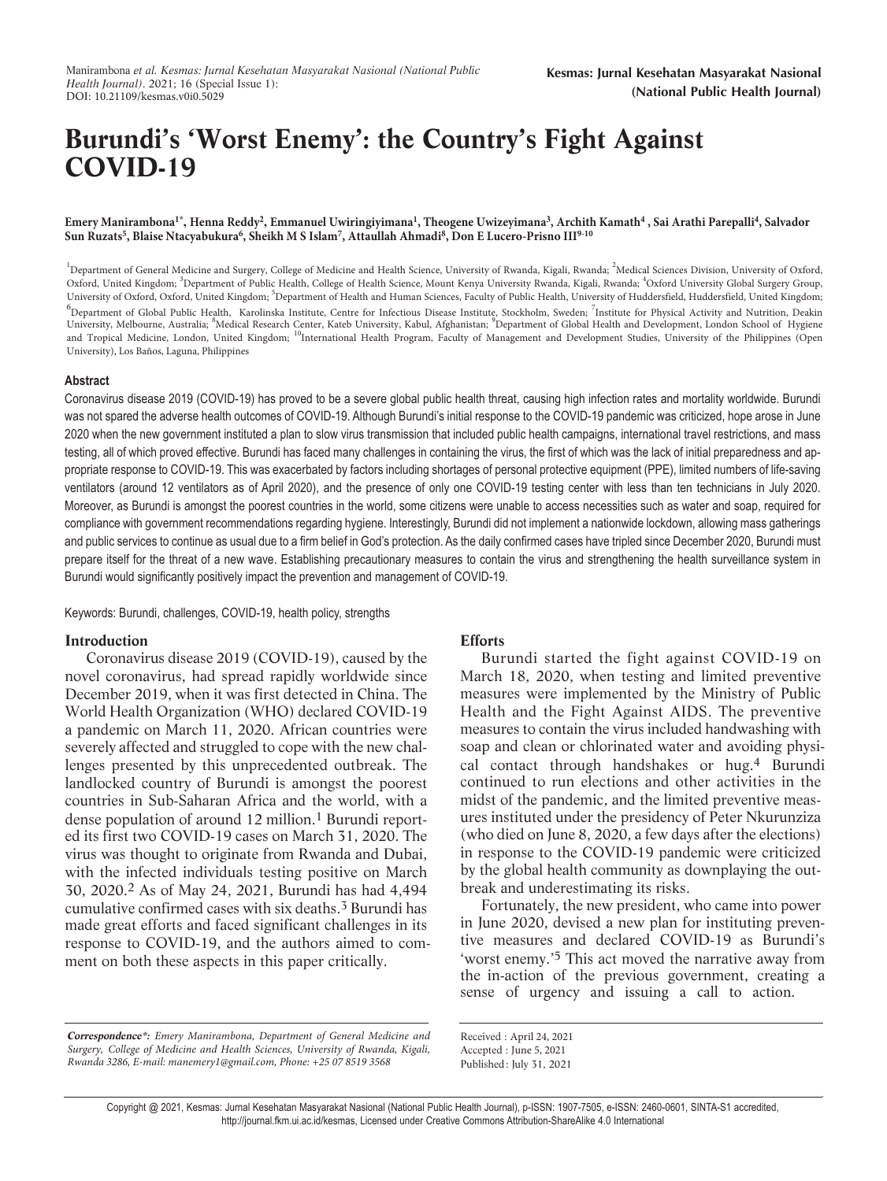# Burundi's 'Worst Enemy': the Country's Fight Against COVID-19

**Emery Manirambona[1*], Henna Reddy[2], Emmanuel Uwiringiyimana[1], Theogene Uwizeyimana[3], Archith Kamath[4], Sai Arathi Parepalli[4], Salvador Sun Ruzats[5], Blaise Ntacyabukura[6], Sheikh M S Islam[7], Attaullah Ahmadi[8], Don E Lucero-Prisno III[9-10]**

[1]Department of General Medicine and Surgery, College of Medicine and Health Science, University of Rwanda, Kigali, Rwanda; [2]Medical Sciences Division, University of Oxford, Oxford, United Kingdom; [3]Department of Public Health, College of Health Science, Mount Kenya University Rwanda, Kigali, Rwanda; [4]Oxford University Global Surgery Group, University of Oxford, Oxford, United Kingdom; [5]Department of Health and Human Sciences, Faculty of Public Health, University of Huddersfield, Huddersfield, United Kingdom; [6]Department of Global Public Health, Karolinska Institute, Centre for Infectious Disease Institute, Stockholm, Sweden; [7]Institute for Physical Activity and Nutrition, Deakin University, Melbourne, Australia; [8]Medical Research Center, Kateb University, Kabul, Afghanistan; [9]Department of Global Health and Development, London School of Hygiene and Tropical Medicine, London, United Kingdom; [10]International Health Program, Faculty of Management and Development Studies, University of the Philippines (Open University), Los Baños, Laguna, Philippines

## Abstract

Coronavirus disease 2019 (COVID-19) has proved to be a severe global public health threat, causing high infection rates and mortality worldwide. Burundi was not spared the adverse health outcomes of COVID-19. Although Burundi's initial response to the COVID-19 pandemic was criticized, hope arose in June 2020 when the new government instituted a plan to slow virus transmission that included public health campaigns, international travel restrictions, and mass testing, all of which proved effective. Burundi has faced many challenges in containing the virus, the first of which was the lack of initial preparedness and appropriate response to COVID-19. This was exacerbated by factors including shortages of personal protective equipment (PPE), limited numbers of life-saving ventilators (around 12 ventilators as of April 2020), and the presence of only one COVID-19 testing center with less than ten technicians in July 2020. Moreover, as Burundi is amongst the poorest countries in the world, some citizens were unable to access necessities such as water and soap, required for compliance with government recommendations regarding hygiene. Interestingly, Burundi did not implement a nationwide lockdown, allowing mass gatherings and public services to continue as usual due to a firm belief in God's protection. As the daily confirmed cases have tripled since December 2020, Burundi must prepare itself for the threat of a new wave. Establishing precautionary measures to contain the virus and strengthening the health surveillance system in Burundi would significantly positively impact the prevention and management of COVID-19.

Keywords: Burundi, challenges, COVID-19, health policy, strengths

## Introduction

Coronavirus disease 2019 (COVID-19), caused by the novel coronavirus, had spread rapidly worldwide since December 2019, when it was first detected in China. The World Health Organization (WHO) declared COVID-19 a pandemic on March 11, 2020. African countries were severely affected and struggled to cope with the new challenges presented by this unprecedented outbreak. The landlocked country of Burundi is amongst the poorest countries in Sub-Saharan Africa and the world, with a dense population of around 12 million.[1] Burundi reported its first two COVID-19 cases on March 31, 2020. The virus was thought to originate from Rwanda and Dubai, with the infected individuals testing positive on March 30, 2020.[2] As of May 24, 2021, Burundi has had 4,494 cumulative confirmed cases with six deaths.[3] Burundi has made great efforts and faced significant challenges in its response to COVID-19, and the authors aimed to comment on both these aspects in this paper critically.

## Efforts

Burundi started the fight against COVID-19 on March 18, 2020, when testing and limited preventive measures were implemented by the Ministry of Public Health and the Fight Against AIDS. The preventive measures to contain the virus included handwashing with soap and clean or chlorinated water and avoiding physical contact through handshakes or hug.[4] Burundi continued to run elections and other activities in the midst of the pandemic, and the limited preventive measures instituted under the presidency of Peter Nkurunziza (who died on June 8, 2020, a few days after the elections) in response to the COVID-19 pandemic were criticized by the global health community as downplaying the outbreak and underestimating its risks.

Fortunately, the new president, who came into power in June 2020, devised a new plan for instituting preventive measures and declared COVID-19 as Burundi's 'worst enemy.'[5] This act moved the narrative away from the in-action of the previous government, creating a sense of urgency and issuing a call to action.

*Correspondence\*: Emery Manirambona, Department of General Medicine and Surgery, College of Medicine and Health Sciences, University of Rwanda, Kigali, Rwanda 3286, E-mail: manemery1@gmail.com, Phone: +25 07 8519 3568*

Received : April 24, 2021
Accepted : June 5, 2021
Published : July 31, 2021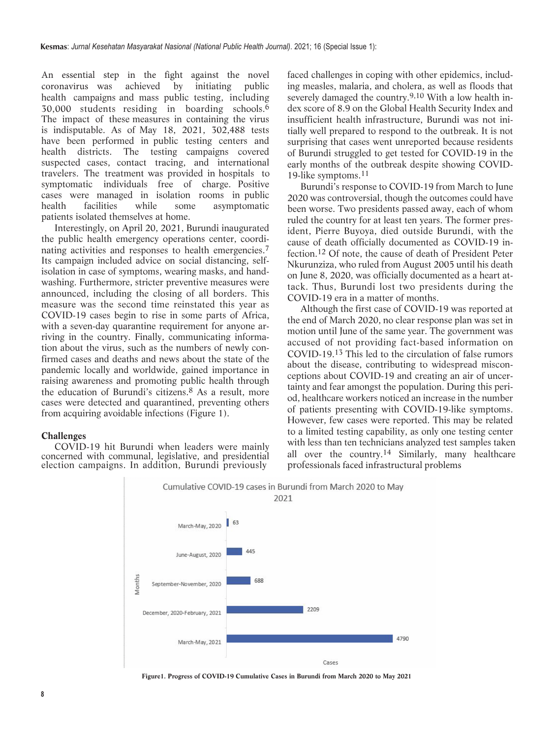An essential step in the fight against the novel coronavirus was achieved by initiating public health campaigns and mass public testing, including 30,000 students residing in boarding schools.[6] The impact of these measures in containing the virus is indisputable. As of May 18, 2021, 302,488 tests have been performed in public testing centers and health districts. The testing campaigns covered suspected cases, contact tracing, and international travelers. The treatment was provided in hospitals to symptomatic individuals free of charge. Positive cases were managed in isolation rooms in public health facilities while some asymptomatic patients isolated themselves at home.

Interestingly, on April 20, 2021, Burundi inaugurated the public health emergency operations center, coordinating activities and responses to health emergencies.[7] Its campaign included advice on social distancing, self-isolation in case of symptoms, wearing masks, and hand-washing. Furthermore, stricter preventive measures were announced, including the closing of all borders. This measure was the second time reinstated this year as COVID-19 cases begin to rise in some parts of Africa, with a seven-day quarantine requirement for anyone arriving in the country. Finally, communicating information about the virus, such as the numbers of newly confirmed cases and deaths and news about the state of the pandemic locally and worldwide, gained importance in raising awareness and promoting public health through the education of Burundi's citizens.[8] As a result, more cases were detected and quarantined, preventing others from acquiring avoidable infections (Figure 1).

## Challenges

COVID-19 hit Burundi when leaders were mainly concerned with communal, legislative, and presidential election campaigns. In addition, Burundi previously faced challenges in coping with other epidemics, including measles, malaria, and cholera, as well as floods that severely damaged the country.[9,10] With a low health index score of 8.9 on the Global Health Security Index and insufficient health infrastructure, Burundi was not initially well prepared to respond to the outbreak. It is not surprising that cases went unreported because residents of Burundi struggled to get tested for COVID-19 in the early months of the outbreak despite showing COVID-19-like symptoms.[11]

Burundi's response to COVID-19 from March to June 2020 was controversial, though the outcomes could have been worse. Two presidents passed away, each of whom ruled the country for at least ten years. The former president, Pierre Buyoya, died outside Burundi, with the cause of death officially documented as COVID-19 infection.[12] Of note, the cause of death of President Peter Nkurunziza, who ruled from August 2005 until his death on June 8, 2020, was officially documented as a heart attack. Thus, Burundi lost two presidents during the COVID-19 era in a matter of months.

Although the first case of COVID-19 was reported at the end of March 2020, no clear response plan was set in motion until June of the same year. The government was accused of not providing fact-based information on COVID-19.[13] This led to the circulation of false rumors about the disease, contributing to widespread misconceptions about COVID-19 and creating an air of uncertainty and fear amongst the population. During this period, healthcare workers noticed an increase in the number of patients presenting with COVID-19-like symptoms. However, few cases were reported. This may be related to a limited testing capability, as only one testing center with less than ten technicians analyzed test samples taken all over the country.[14] Similarly, many healthcare professionals faced infrastructural problems

Cumulative COVID-19 cases in Burundi from March 2020 to May 2021

| Months | Cases |
|---|---|
| March-May, 2020 | 63 |
| June-August, 2020 | 445 |
| September-November, 2020 | 688 |
| December, 2020-February, 2021 | 2209 |
| March-May, 2021 | 4790 |

**Figure1. Progress of COVID-19 Cumulative Cases in Burundi from March 2020 to May 2021**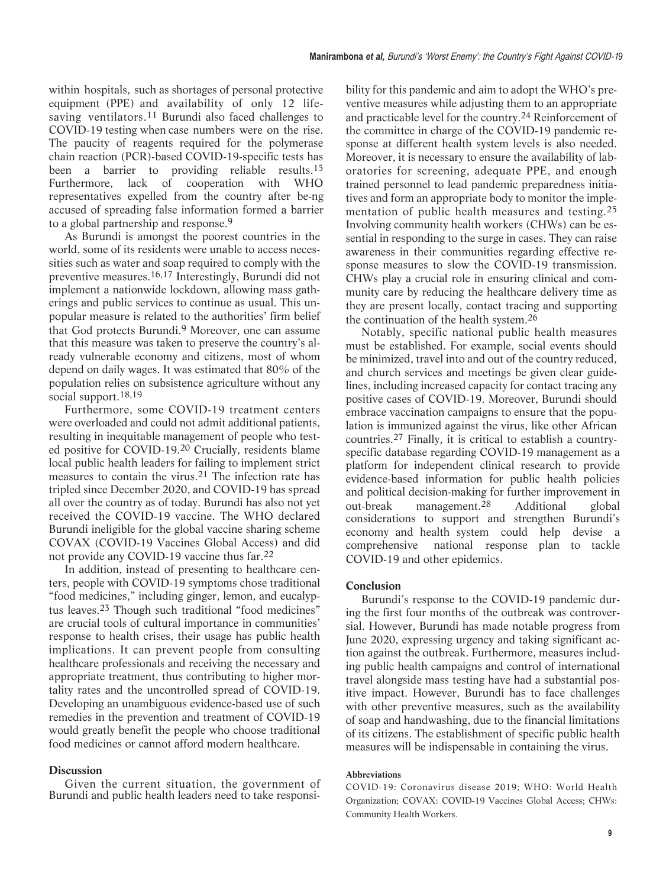within hospitals, such as shortages of personal protective equipment (PPE) and availability of only 12 life-saving ventilators.[11] Burundi also faced challenges to COVID-19 testing when case numbers were on the rise. The paucity of reagents required for the polymerase chain reaction (PCR)-based COVID-19-specific tests has been a barrier to providing reliable results.[15] Furthermore, lack of cooperation with WHO representatives expelled from the country after be-ng accused of spreading false information formed a barrier to a global partnership and response.[9]

As Burundi is amongst the poorest countries in the world, some of its residents were unable to access necessities such as water and soap required to comply with the preventive measures.[16,17] Interestingly, Burundi did not implement a nationwide lockdown, allowing mass gatherings and public services to continue as usual. This unpopular measure is related to the authorities' firm belief that God protects Burundi.[9] Moreover, one can assume that this measure was taken to preserve the country's already vulnerable economy and citizens, most of whom depend on daily wages. It was estimated that 80% of the population relies on subsistence agriculture without any social support.[18,19]

Furthermore, some COVID-19 treatment centers were overloaded and could not admit additional patients, resulting in inequitable management of people who tested positive for COVID-19.[20] Crucially, residents blame local public health leaders for failing to implement strict measures to contain the virus.[21] The infection rate has tripled since December 2020, and COVID-19 has spread all over the country as of today. Burundi has also not yet received the COVID-19 vaccine. The WHO declared Burundi ineligible for the global vaccine sharing scheme COVAX (COVID-19 Vaccines Global Access) and did not provide any COVID-19 vaccine thus far.[22]

In addition, instead of presenting to healthcare centers, people with COVID-19 symptoms chose traditional "food medicines," including ginger, lemon, and eucalyptus leaves.[23] Though such traditional "food medicines" are crucial tools of cultural importance in communities' response to health crises, their usage has public health implications. It can prevent people from consulting healthcare professionals and receiving the necessary and appropriate treatment, thus contributing to higher mortality rates and the uncontrolled spread of COVID-19. Developing an unambiguous evidence-based use of such remedies in the prevention and treatment of COVID-19 would greatly benefit the people who choose traditional food medicines or cannot afford modern healthcare.

## Discussion

Given the current situation, the government of Burundi and public health leaders need to take responsibility for this pandemic and aim to adopt the WHO's preventive measures while adjusting them to an appropriate and practicable level for the country.[24] Reinforcement of the committee in charge of the COVID-19 pandemic response at different health system levels is also needed. Moreover, it is necessary to ensure the availability of laboratories for screening, adequate PPE, and enough trained personnel to lead pandemic preparedness initiatives and form an appropriate body to monitor the implementation of public health measures and testing.[25] Involving community health workers (CHWs) can be essential in responding to the surge in cases. They can raise awareness in their communities regarding effective response measures to slow the COVID-19 transmission. CHWs play a crucial role in ensuring clinical and community care by reducing the healthcare delivery time as they are present locally, contact tracing and supporting the continuation of the health system.[26]

Notably, specific national public health measures must be established. For example, social events should be minimized, travel into and out of the country reduced, and church services and meetings be given clear guidelines, including increased capacity for contact tracing any positive cases of COVID-19. Moreover, Burundi should embrace vaccination campaigns to ensure that the population is immunized against the virus, like other African countries.[27] Finally, it is critical to establish a country-specific database regarding COVID-19 management as a platform for independent clinical research to provide evidence-based information for public health policies and political decision-making for further improvement in out-break management.[28] Additional global considerations to support and strengthen Burundi's economy and health system could help devise a comprehensive national response plan to tackle COVID-19 and other epidemics.

## Conclusion

Burundi's response to the COVID-19 pandemic during the first four months of the outbreak was controversial. However, Burundi has made notable progress from June 2020, expressing urgency and taking significant action against the outbreak. Furthermore, measures including public health campaigns and control of international travel alongside mass testing have had a substantial positive impact. However, Burundi has to face challenges with other preventive measures, such as the availability of soap and handwashing, due to the financial limitations of its citizens. The establishment of specific public health measures will be indispensable in containing the virus.

#### Abbreviations

COVID-19: Coronavirus disease 2019; WHO: World Health Organization; COVAX: COVID-19 Vaccines Global Access; CHWs: Community Health Workers.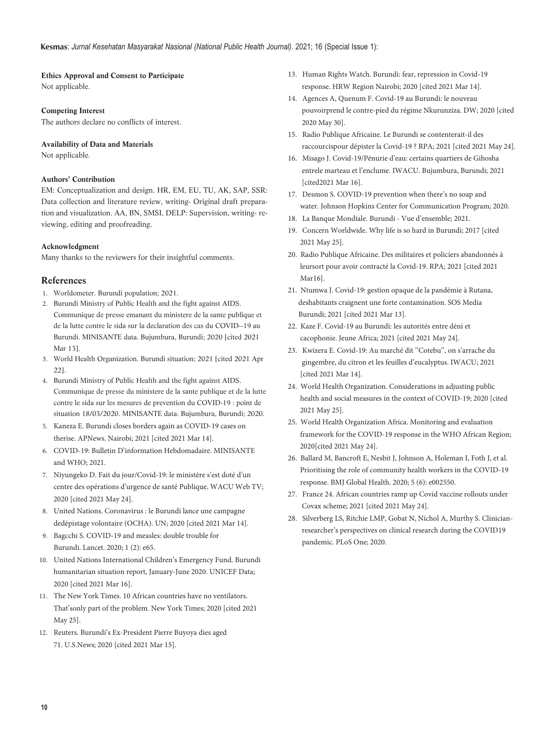**Ethics Approval and Consent to Participate**

Not applicable.

**Competing Interest**

The authors declare no conflicts of interest.

**Availability of Data and Materials**

Not applicable.

**Authors' Contribution**

EM: Conceptualization and design. HR, EM, EU, TU, AK, SAP, SSR: Data collection and literature review, writing- Original draft preparation and visualization. AA, BN, SMSI, DELP: Supervision, writing- reviewing, editing and proofreading.

**Acknowledgment**

Many thanks to the reviewers for their insightful comments.

## References

1. Worldometer. Burundi population; 2021.
2. Burundi Ministry of Public Health and the fight against AIDS. Communique de presse emanant du ministere de la sante publique et de la lutte contre le sida sur la declaration des cas du COVID--19 au Burundi. MINISANTE data. Bujumbura, Burundi; 2020 [cited 2021 Mar 13].
3. World Health Organization. Burundi situation; 2021 [cited 2021 Apr 22].
4. Burundi Ministry of Public Health and the fight against AIDS. Communique de presse du ministere de la sante publique et de la lutte contre le sida sur les mesures de prevention du COVID-19 : point de situation 18/03/2020. MINISANTE data. Bujumbura, Burundi; 2020.
5. Kaneza E. Burundi closes borders again as COVID-19 cases on therise. APNews. Nairobi; 2021 [cited 2021 Mar 14].
6. COVID-19: Bulletin D'information Hebdomadaire. MINISANTE and WHO; 2021.
7. Niyungeko D. Fait du jour/Covid-19: le ministère s'est doté d'un centre des opérations d'urgence de santé Publique. WACU Web TV; 2020 [cited 2021 May 24].
8. United Nations. Coronavirus : le Burundi lance une campagne dedépistage volontaire (OCHA). UN; 2020 [cited 2021 Mar 14].
9. Bagcchi S. COVID-19 and measles: double trouble for Burundi. Lancet. 2020; 1 (2): e65.
10. United Nations International Children's Emergency Fund. Burundi humanitarian situation report, January-June 2020. UNICEF Data; 2020 [cited 2021 Mar 16].
11. The New York Times. 10 African countries have no ventilators. That'sonly part of the problem. New York Times; 2020 [cited 2021 May 25].
12. Reuters. Burundi's Ex-President Pierre Buyoya dies aged 71. U.S.News; 2020 [cited 2021 Mar 15].
13. Human Rights Watch. Burundi: fear, repression in Covid-19 response. HRW Region Nairobi; 2020 [cited 2021 Mar 14].
14. Agences A, Quenum F. Covid-19 au Burundi: le nouveau pouvoirprend le contre-pied du régime Nkurunziza. DW; 2020 [cited 2020 May 30].
15. Radio Publique Africaine. Le Burundi se contenterait-il des raccourcispour dépister la Covid-19 ? RPA; 2021 [cited 2021 May 24].
16. Misago J. Covid-19/Pénurie d'eau: certains quartiers de Gihosha entrele marteau et l'enclume. IWACU. Bujumbura, Burundi; 2021 [cited2021 Mar 16].
17. Desmon S. COVID-19 prevention when there's no soap and water. Johnson Hopkins Center for Communication Program; 2020.
18. La Banque Mondiale. Burundi - Vue d'ensemble; 2021.
19. Concern Worldwide. Why life is so hard in Burundi; 2017 [cited 2021 May 25].
20. Radio Publique Africaine. Des militaires et policiers abandonnés à leursort pour avoir contracté la Covid-19. RPA; 2021 [cited 2021 Mar16].
21. Ntumwa J. Covid-19: gestion opaque de la pandémie à Rutana, deshabitants craignent une forte contamination. SOS Media Burundi; 2021 [cited 2021 Mar 13].
22. Kaze F. Covid-19 au Burundi: les autorités entre déni et cacophonie. Jeune Africa; 2021 [cited 2021 May 24].
23. Kwizera E. Covid-19: Au marché dit "Cotebu", on s'arrache du gingembre, du citron et les feuilles d'eucalyptus. IWACU; 2021 [cited 2021 Mar 14].
24. World Health Organization. Considerations in adjusting public health and social measures in the context of COVID-19; 2020 [cited 2021 May 25].
25. World Health Organization Africa. Monitoring and evaluation framework for the COVID-19 response in the WHO African Region; 2020[cited 2021 May 24].
26. Ballard M, Bancroft E, Nesbit J, Johnson A, Holeman I, Foth J, et al. Prioritising the role of community health workers in the COVID-19 response. BMJ Global Health. 2020; 5 (6): e002550.
27. France 24. African countries ramp up Covid vaccine rollouts under Covax scheme; 2021 [cited 2021 May 24].
28. Silverberg LS, Ritchie LMP, Gobat N, Nichol A, Murthy S. Clinician-researcher's perspectives on clinical research during the COVID19 pandemic. PLoS One; 2020.